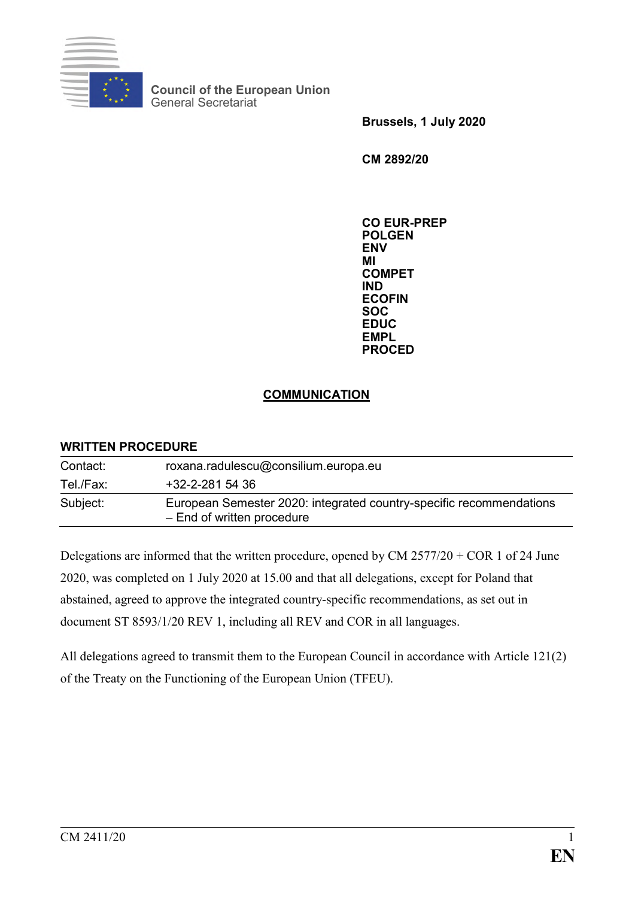**Council of the European Union**
General Secretariat

**Brussels, 1 July 2020**

**CM 2892/20**

**CO EUR-PREP**
**POLGEN**
**ENV**
**MI**
**COMPET**
**IND**
**ECOFIN**
**SOC**
**EDUC**
**EMPL**
**PROCED**

## COMMUNICATION

**WRITTEN PROCEDURE**

| | |
|---|---|
| Contact: | roxana.radulescu@consilium.europa.eu |
| Tel./Fax: | +32-2-281 54 36 |
| Subject: | European Semester 2020: integrated country-specific recommendations – End of written procedure |

Delegations are informed that the written procedure, opened by CM 2577/20 + COR 1 of 24 June 2020, was completed on 1 July 2020 at 15.00 and that all delegations, except for Poland that abstained, agreed to approve the integrated country-specific recommendations, as set out in document ST 8593/1/20 REV 1, including all REV and COR in all languages.

All delegations agreed to transmit them to the European Council in accordance with Article 121(2) of the Treaty on the Functioning of the European Union (TFEU).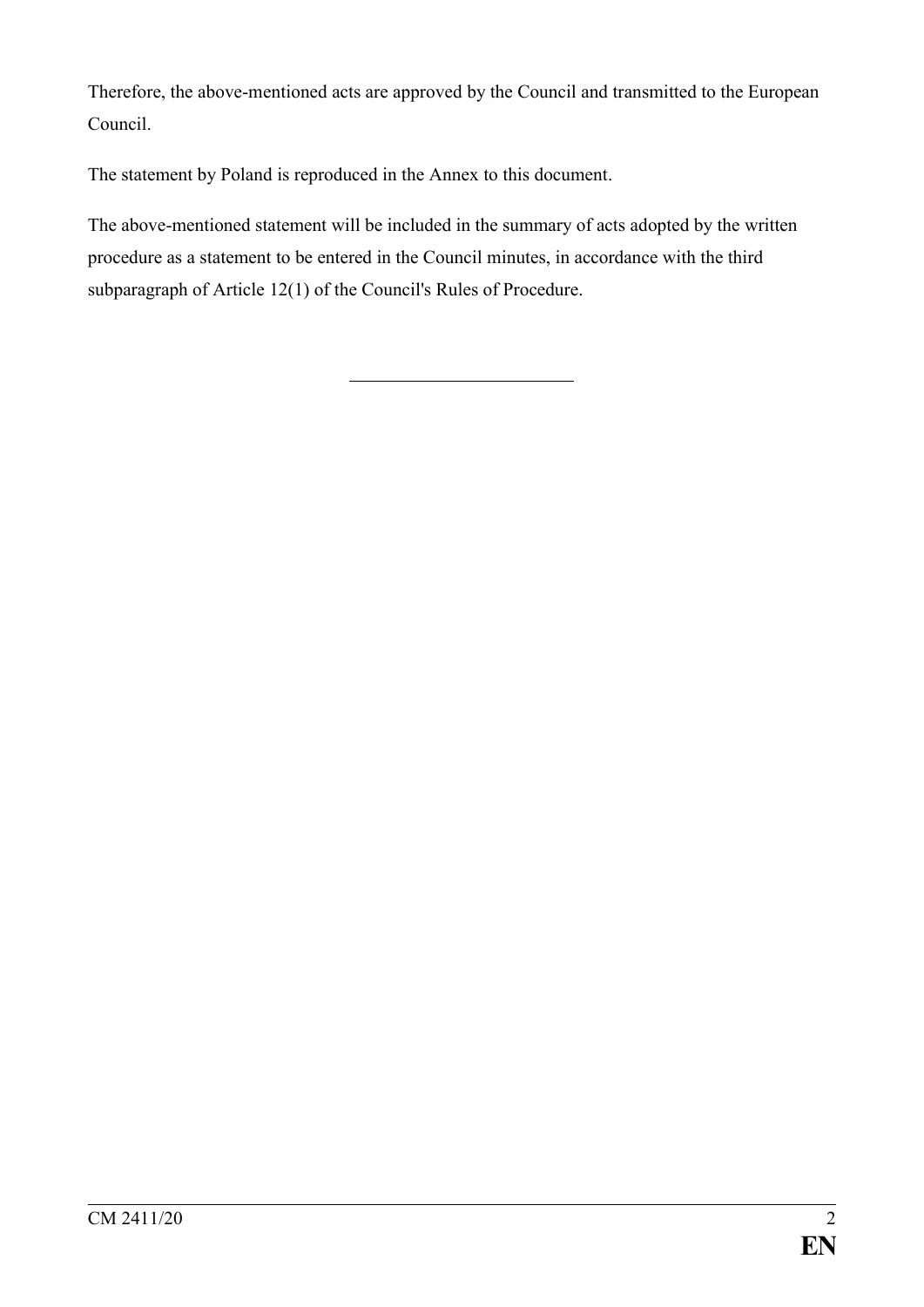Therefore, the above-mentioned acts are approved by the Council and transmitted to the European Council.

The statement by Poland is reproduced in the Annex to this document.

The above-mentioned statement will be included in the summary of acts adopted by the written procedure as a statement to be entered in the Council minutes, in accordance with the third subparagraph of Article 12(1) of the Council's Rules of Procedure.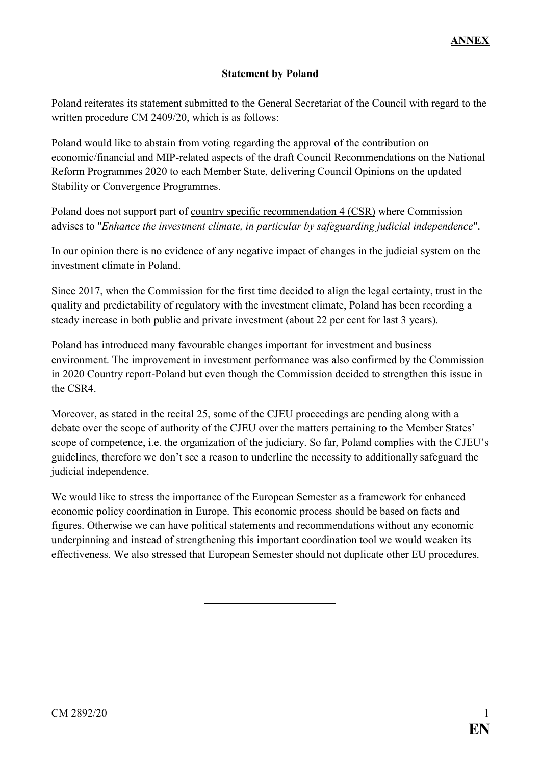**ANNEX**

**Statement by Poland**

Poland reiterates its statement submitted to the General Secretariat of the Council with regard to the written procedure CM 2409/20, which is as follows:

Poland would like to abstain from voting regarding the approval of the contribution on economic/financial and MIP-related aspects of the draft Council Recommendations on the National Reform Programmes 2020 to each Member State, delivering Council Opinions on the updated Stability or Convergence Programmes.

Poland does not support part of country specific recommendation 4 (CSR) where Commission advises to "*Enhance the investment climate, in particular by safeguarding judicial independence*".

In our opinion there is no evidence of any negative impact of changes in the judicial system on the investment climate in Poland.

Since 2017, when the Commission for the first time decided to align the legal certainty, trust in the quality and predictability of regulatory with the investment climate, Poland has been recording a steady increase in both public and private investment (about 22 per cent for last 3 years).

Poland has introduced many favourable changes important for investment and business environment. The improvement in investment performance was also confirmed by the Commission in 2020 Country report-Poland but even though the Commission decided to strengthen this issue in the CSR4.

Moreover, as stated in the recital 25, some of the CJEU proceedings are pending along with a debate over the scope of authority of the CJEU over the matters pertaining to the Member States' scope of competence, i.e. the organization of the judiciary. So far, Poland complies with the CJEU's guidelines, therefore we don't see a reason to underline the necessity to additionally safeguard the judicial independence.

We would like to stress the importance of the European Semester as a framework for enhanced economic policy coordination in Europe. This economic process should be based on facts and figures. Otherwise we can have political statements and recommendations without any economic underpinning and instead of strengthening this important coordination tool we would weaken its effectiveness. We also stressed that European Semester should not duplicate other EU procedures.